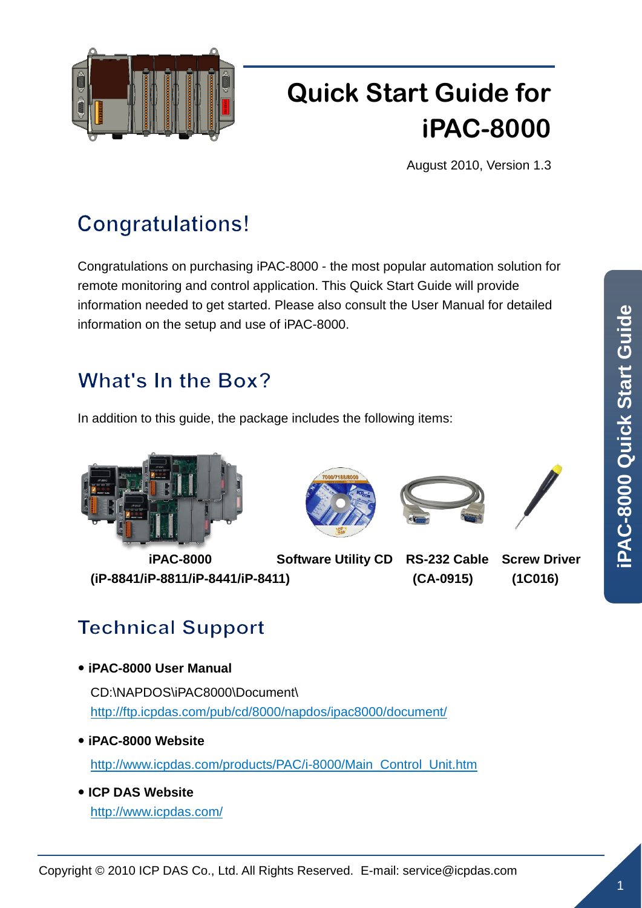# Quick Start Guide for iPAC-8000

August 2010, Version 1.3

## Congratulations!

Congratulations on purchasing iPAC-8000 - the most popular automation solution for remote monitoring and control application. This Quick Start Guide will provide information needed to get started. Please also consult the User Manual for detailed information on the setup and use of iPAC-8000.

## What's In the Box?

In addition to this guide, the package includes the following items:

**iPAC-8000 (iP-8841/iP-8811/iP-8441/iP-8411)**

**Software Utility CD**

**RS-232 Cable (CA-0915)**

**Screw Driver (1C016)**

## Technical Support

- **iPAC-8000 User Manual**

  CD:\NAPDOS\iPAC8000\Document\
  http://ftp.icpdas.com/pub/cd/8000/napdos/ipac8000/document/

- **iPAC-8000 Website**

  http://www.icpdas.com/products/PAC/i-8000/Main_Control_Unit.htm

- **ICP DAS Website**

  http://www.icpdas.com/

Copyright © 2010 ICP DAS Co., Ltd. All Rights Reserved. E-mail: service@icpdas.com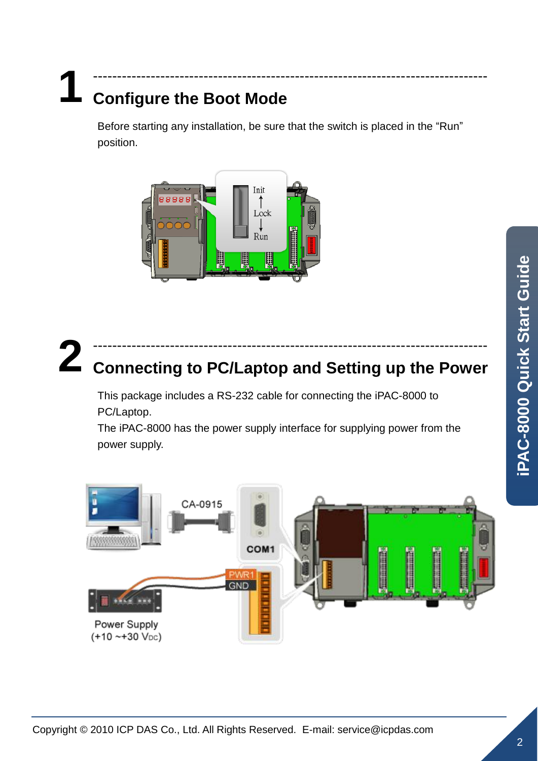## 1 Configure the Boot Mode

Before starting any installation, be sure that the switch is placed in the “Run” position.

## 2 Connecting to PC/Laptop and Setting up the Power

This package includes a RS-232 cable for connecting the iPAC-8000 to PC/Laptop.
The iPAC-8000 has the power supply interface for supplying power from the power supply.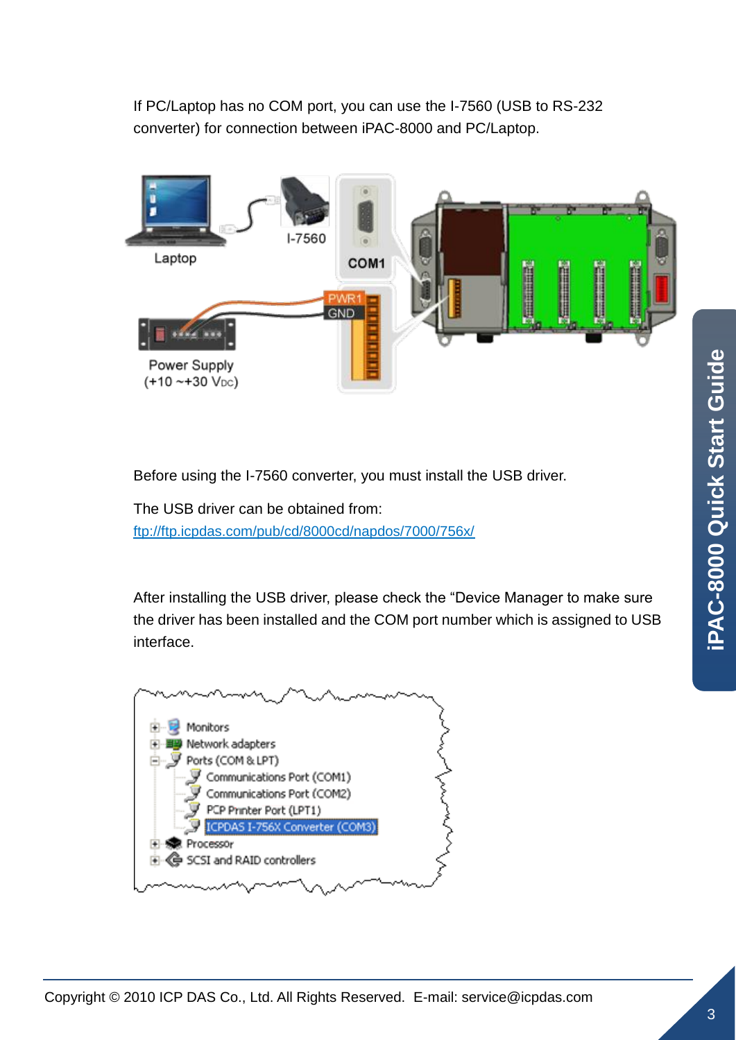If PC/Laptop has no COM port, you can use the I-7560 (USB to RS-232 converter) for connection between iPAC-8000 and PC/Laptop.

Before using the I-7560 converter, you must install the USB driver.

The USB driver can be obtained from:
[ftp://ftp.icpdas.com/pub/cd/8000cd/napdos/7000/756x/](ftp://ftp.icpdas.com/pub/cd/8000cd/napdos/7000/756x/)

After installing the USB driver, please check the "Device Manager to make sure the driver has been installed and the COM port number which is assigned to USB interface.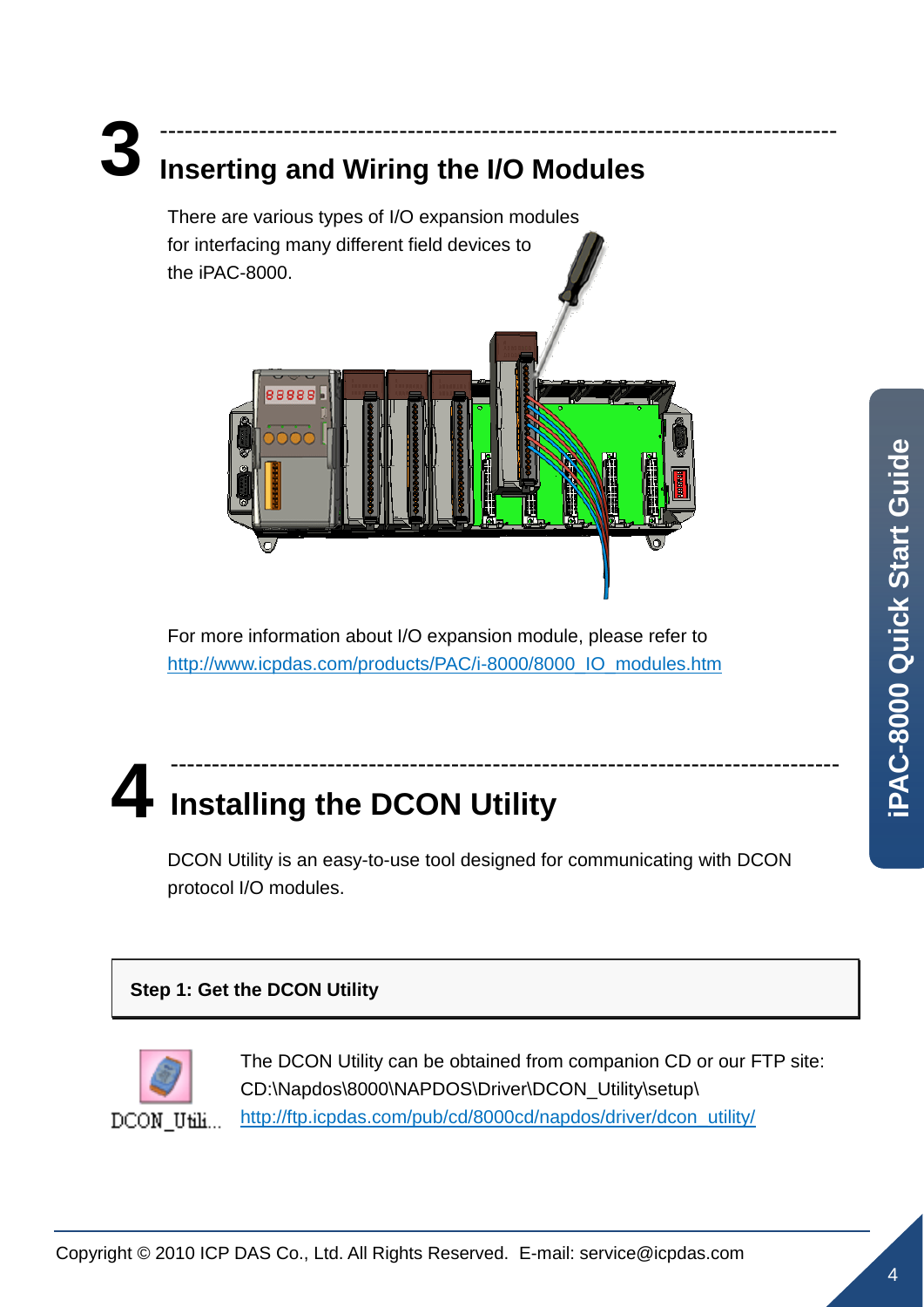# 3 Inserting and Wiring the I/O Modules

There are various types of I/O expansion modules for interfacing many different field devices to the iPAC-8000.

For more information about I/O expansion module, please refer to
http://www.icpdas.com/products/PAC/i-8000/8000_IO_modules.htm

# 4 Installing the DCON Utility

DCON Utility is an easy-to-use tool designed for communicating with DCON protocol I/O modules.

**Step 1: Get the DCON Utility**

DCON_Utili...

The DCON Utility can be obtained from companion CD or our FTP site:
CD:\Napdos\8000\NAPDOS\Driver\DCON_Utility\setup\
http://ftp.icpdas.com/pub/cd/8000cd/napdos/driver/dcon_utility/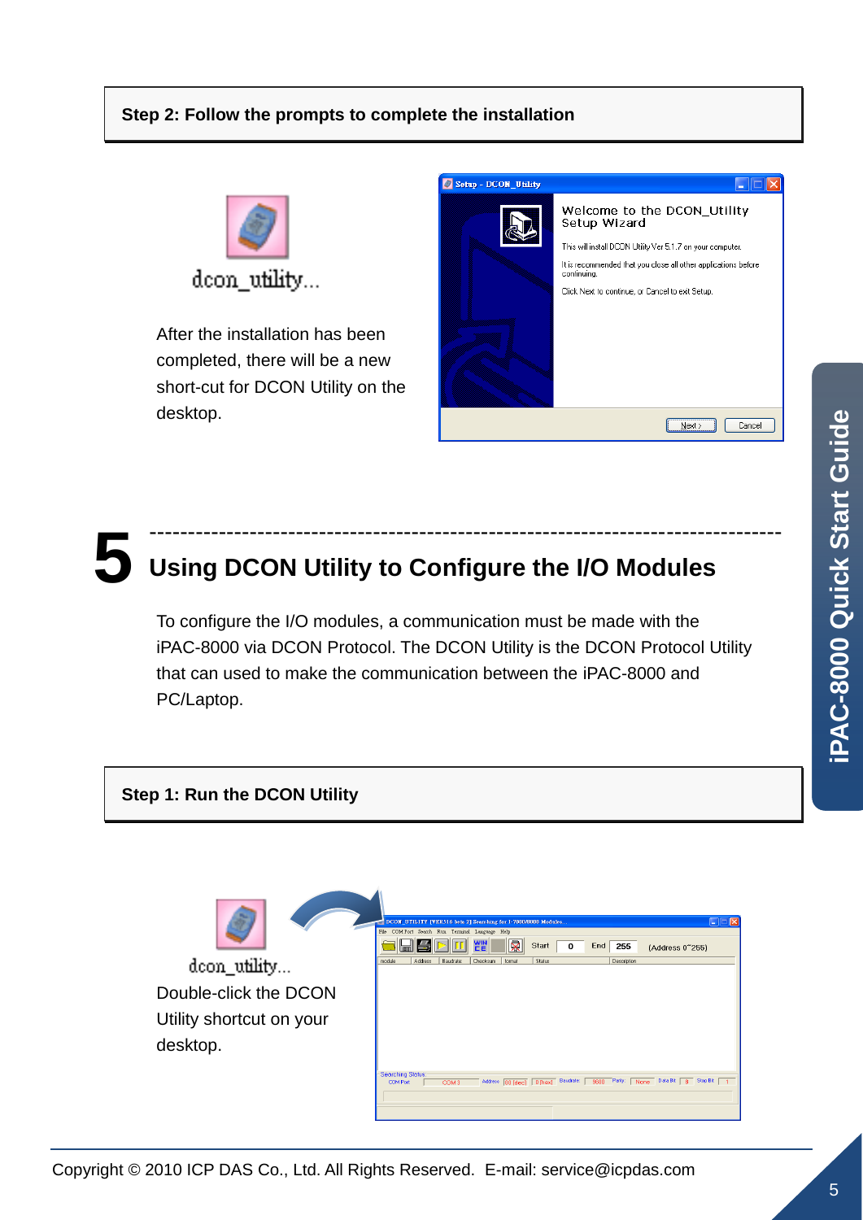**Step 2: Follow the prompts to complete the installation**

dcon_utility...

After the installation has been completed, there will be a new short-cut for DCON Utility on the desktop.

# 5 Using DCON Utility to Configure the I/O Modules

To configure the I/O modules, a communication must be made with the iPAC-8000 via DCON Protocol. The DCON Utility is the DCON Protocol Utility that can used to make the communication between the iPAC-8000 and PC/Laptop.

**Step 1: Run the DCON Utility**

dcon_utility...

Double-click the DCON Utility shortcut on your desktop.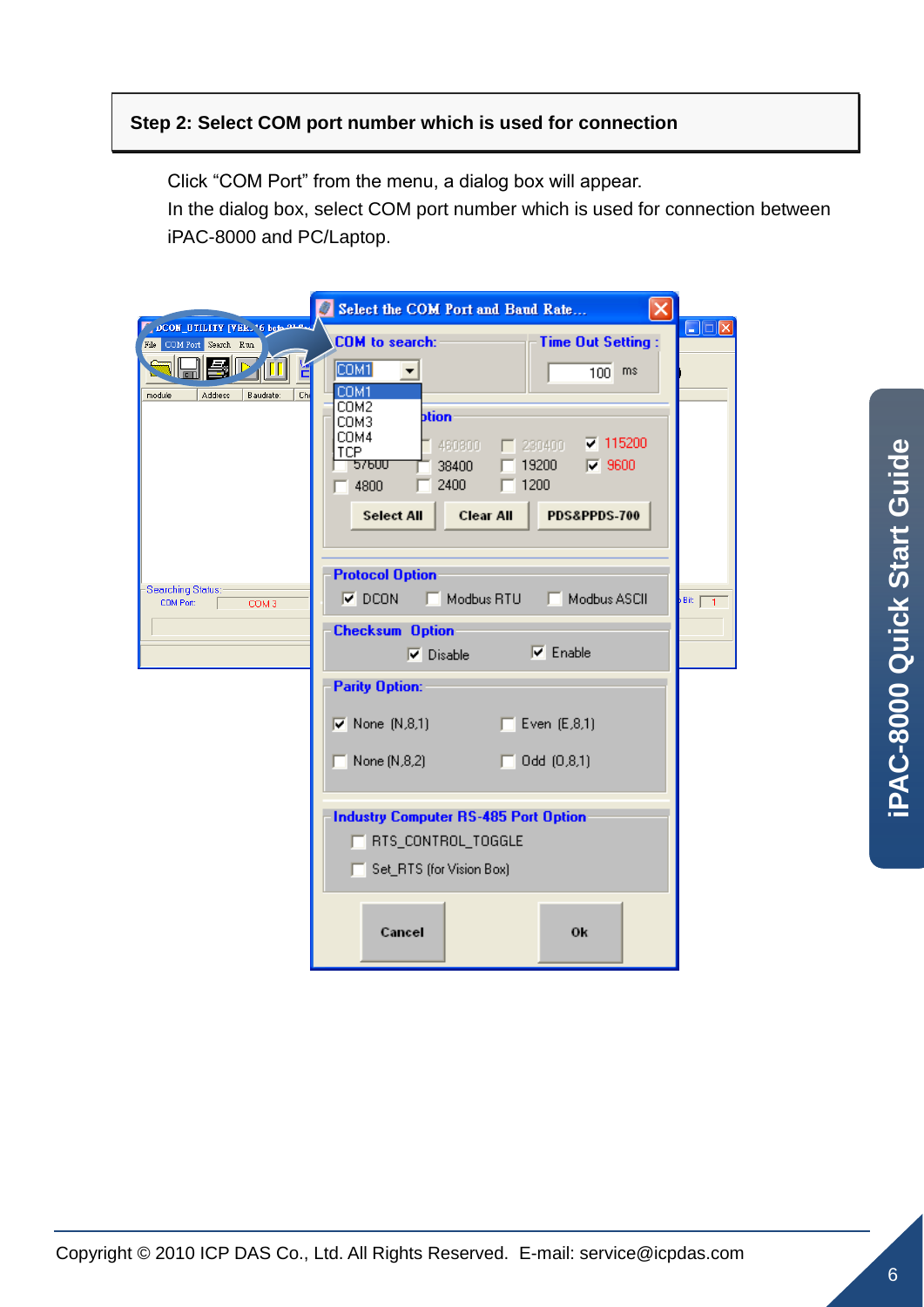**Step 2: Select COM port number which is used for connection**

Click “COM Port” from the menu, a dialog box will appear.
In the dialog box, select COM port number which is used for connection between iPAC-8000 and PC/Laptop.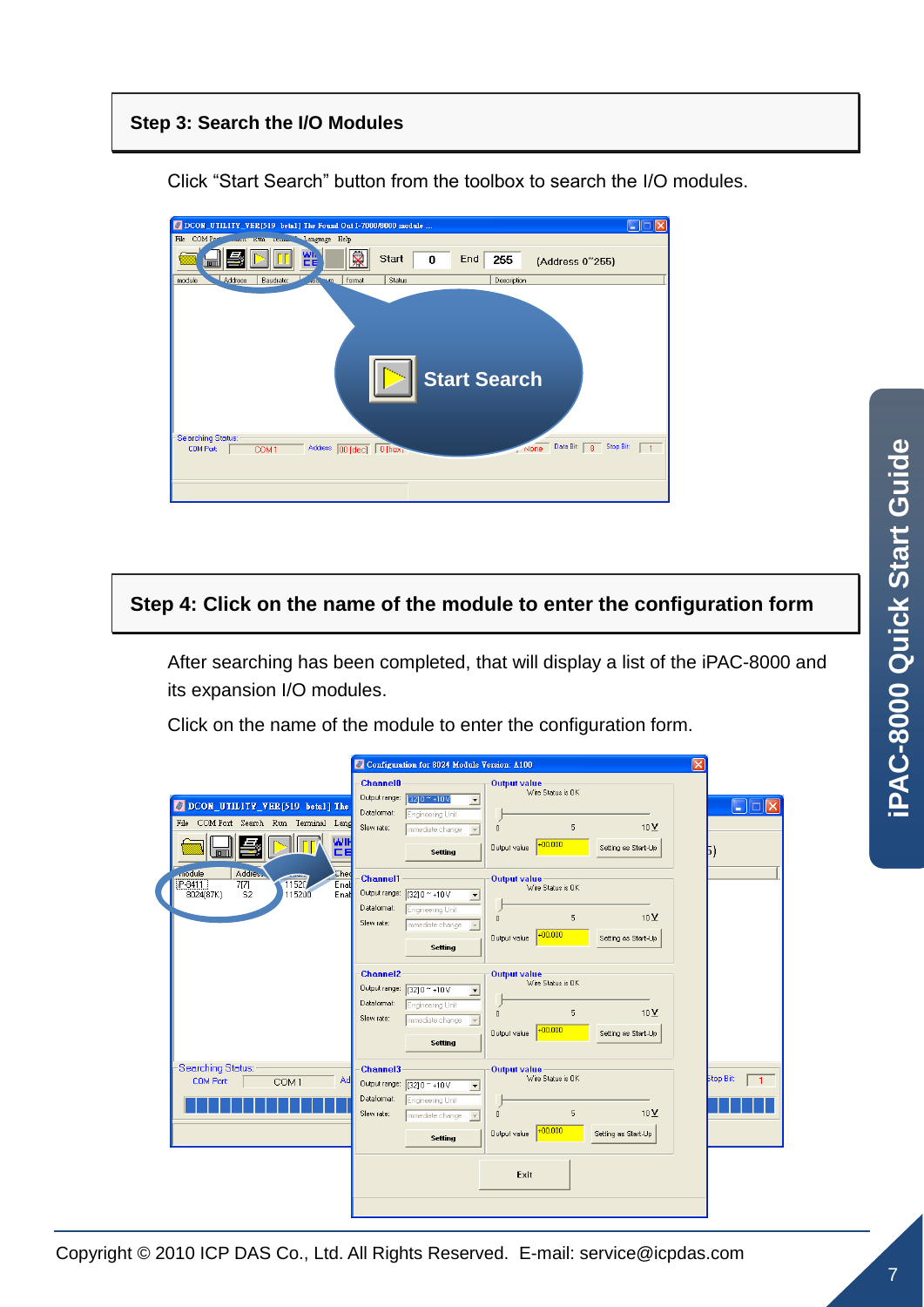## Step 3: Search the I/O Modules

Click “Start Search” button from the toolbox to search the I/O modules.

## Step 4: Click on the name of the module to enter the configuration form

After searching has been completed, that will display a list of the iPAC-8000 and its expansion I/O modules.

Click on the name of the module to enter the configuration form.

Copyright © 2010 ICP DAS Co., Ltd. All Rights Reserved. E-mail: service@icpdas.com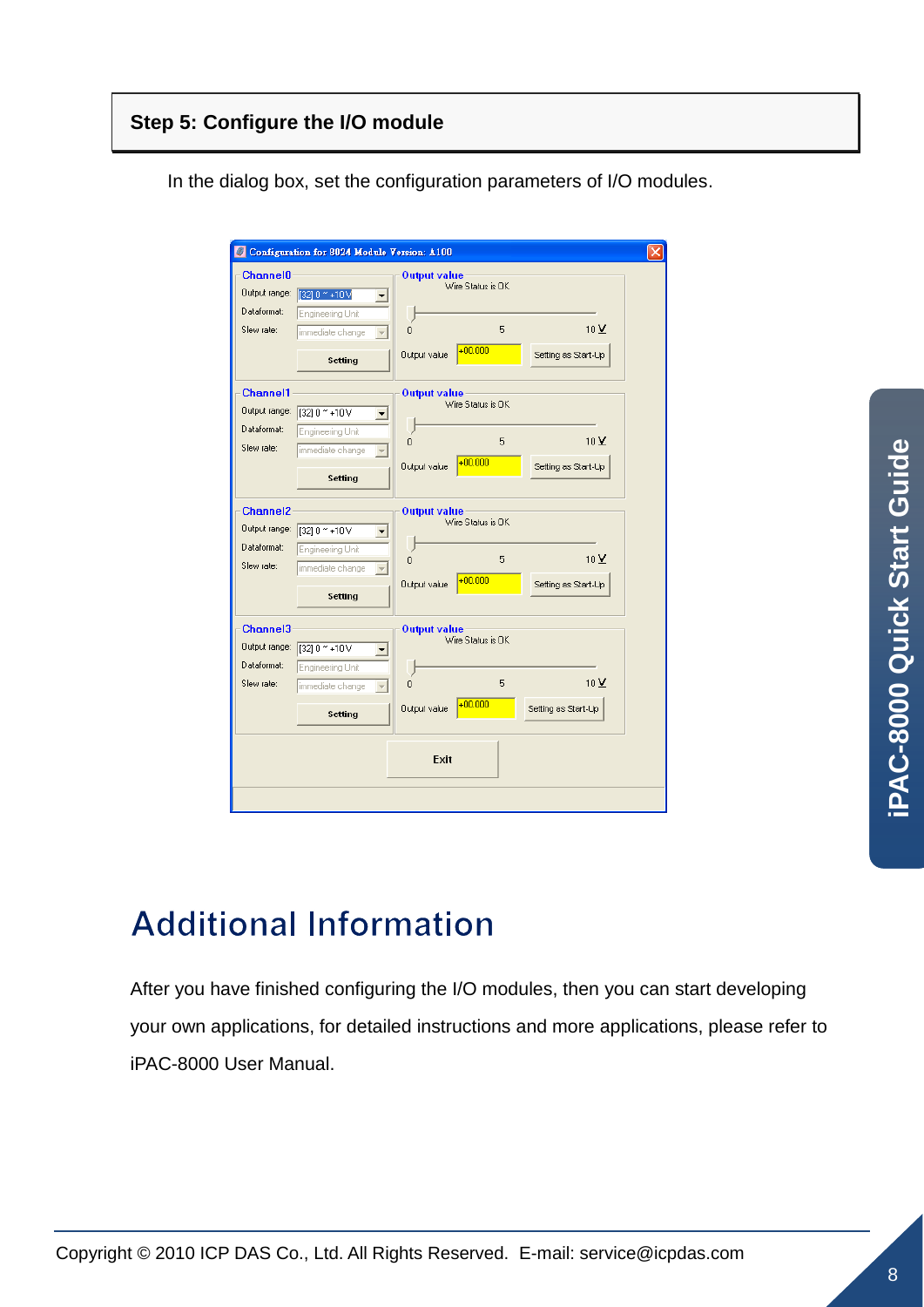**Step 5: Configure the I/O module**

In the dialog box, set the configuration parameters of I/O modules.

# Additional Information

After you have finished configuring the I/O modules, then you can start developing your own applications, for detailed instructions and more applications, please refer to iPAC-8000 User Manual.

Copyright © 2010 ICP DAS Co., Ltd. All Rights Reserved. E-mail: service@icpdas.com